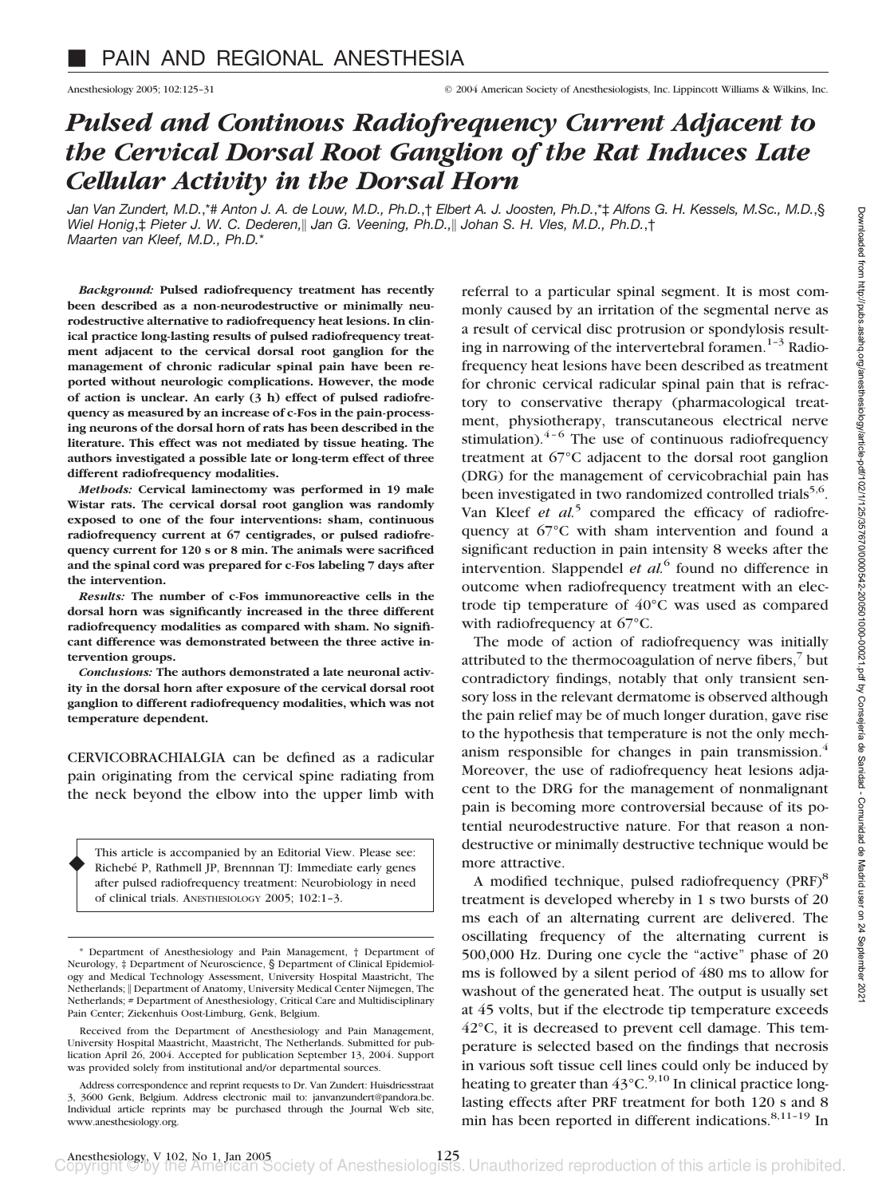# PAIN AND REGIONAL ANESTHESIA

## *Pulsed and Continous Radiofrequency Current Adjacent to the Cervical Dorsal Root Ganglion of the Rat Induces Late Cellular Activity in the Dorsal Horn*

*Jan Van Zundert, M.D.,\*# Anton J. A. de Louw, M.D., Ph.D.,† Elbert A. J. Joosten, Ph.D.,\*‡ Alfons G. H. Kessels, M.Sc., M.D.,§ Wiel Honig,‡ Pieter J. W. C. Dederen,‖ Jan G. Veening, Ph.D.,‖ Johan S. H. Vles, M.D., Ph.D.,† Maarten van Kleef, M.D., Ph.D.\**

***Background:*** **Pulsed radiofrequency treatment has recently been described as a non-neurodestructive or minimally neurodestructive alternative to radiofrequency heat lesions. In clinical practice long-lasting results of pulsed radiofrequency treatment adjacent to the cervical dorsal root ganglion for the management of chronic radicular spinal pain have been reported without neurologic complications. However, the mode of action is unclear. An early (3 h) effect of pulsed radiofrequency as measured by an increase of c-Fos in the pain-processing neurons of the dorsal horn of rats has been described in the literature. This effect was not mediated by tissue heating. The authors investigated a possible late or long-term effect of three different radiofrequency modalities.**

***Methods:*** **Cervical laminectomy was performed in 19 male Wistar rats. The cervical dorsal root ganglion was randomly exposed to one of the four interventions: sham, continuous radiofrequency current at 67 centigrades, or pulsed radiofrequency current for 120 s or 8 min. The animals were sacrificed and the spinal cord was prepared for c-Fos labeling 7 days after the intervention.**

***Results:*** **The number of c-Fos immunoreactive cells in the dorsal horn was significantly increased in the three different radiofrequency modalities as compared with sham. No significant difference was demonstrated between the three active intervention groups.**

***Conclusions:*** **The authors demonstrated a late neuronal activity in the dorsal horn after exposure of the cervical dorsal root ganglion to different radiofrequency modalities, which was not temperature dependent.**

CERVICOBRACHIALGIA can be defined as a radicular pain originating from the cervical spine radiating from the neck beyond the elbow into the upper limb with referral to a particular spinal segment. It is most commonly caused by an irritation of the segmental nerve as a result of cervical disc protrusion or spondylosis resulting in narrowing of the intervertebral foramen.[1–3] Radiofrequency heat lesions have been described as treatment for chronic cervical radicular spinal pain that is refractory to conservative therapy (pharmacological treatment, physiotherapy, transcutaneous electrical nerve stimulation).[4–6] The use of continuous radiofrequency treatment at 67°C adjacent to the dorsal root ganglion (DRG) for the management of cervicobrachial pain has been investigated in two randomized controlled trials[5,6]. Van Kleef *et al.*[5] compared the efficacy of radiofrequency at 67°C with sham intervention and found a significant reduction in pain intensity 8 weeks after the intervention. Slappendel *et al.*[6] found no difference in outcome when radiofrequency treatment with an electrode tip temperature of 40°C was used as compared with radiofrequency at 67°C.

The mode of action of radiofrequency was initially attributed to the thermocoagulation of nerve fibers,[7] but contradictory findings, notably that only transient sensory loss in the relevant dermatome is observed although the pain relief may be of much longer duration, gave rise to the hypothesis that temperature is not the only mechanism responsible for changes in pain transmission.[4] Moreover, the use of radiofrequency heat lesions adjacent to the DRG for the management of nonmalignant pain is becoming more controversial because of its potential neurodestructive nature. For that reason a nondestructive or minimally destructive technique would be more attractive.

A modified technique, pulsed radiofrequency (PRF)[8] treatment is developed whereby in 1 s two bursts of 20 ms each of an alternating current are delivered. The oscillating frequency of the alternating current is 500,000 Hz. During one cycle the "active" phase of 20 ms is followed by a silent period of 480 ms to allow for washout of the generated heat. The output is usually set at 45 volts, but if the electrode tip temperature exceeds 42°C, it is decreased to prevent cell damage. This temperature is selected based on the findings that necrosis in various soft tissue cell lines could only be induced by heating to greater than 43°C.[9,10] In clinical practice long-lasting effects after PRF treatment for both 120 s and 8 min has been reported in different indications.[8,11–19] In

This article is accompanied by an Editorial View. Please see: Richebé P, Rathmell JP, Brennnan TJ: Immediate early genes after pulsed radiofrequency treatment: Neurobiology in need of clinical trials. ANESTHESIOLOGY 2005; 102:1–3.

\* Department of Anesthesiology and Pain Management, † Department of Neurology, ‡ Department of Neuroscience, § Department of Clinical Epidemiology and Medical Technology Assessment, University Hospital Maastricht, The Netherlands; ‖ Department of Anatomy, University Medical Center Nijmegen, The Netherlands; # Department of Anesthesiology, Critical Care and Multidisciplinary Pain Center; Ziekenhuis Oost-Limburg, Genk, Belgium.

Received from the Department of Anesthesiology and Pain Management, University Hospital Maastricht, Maastricht, The Netherlands. Submitted for publication April 26, 2004. Accepted for publication September 13, 2004. Support was provided solely from institutional and/or departmental sources.

Address correspondence and reprint requests to Dr. Van Zundert: Huisdriesstraat 3, 3600 Genk, Belgium. Address electronic mail to: janvanzundert@pandora.be. Individual article reprints may be purchased through the Journal Web site, www.anesthesiology.org.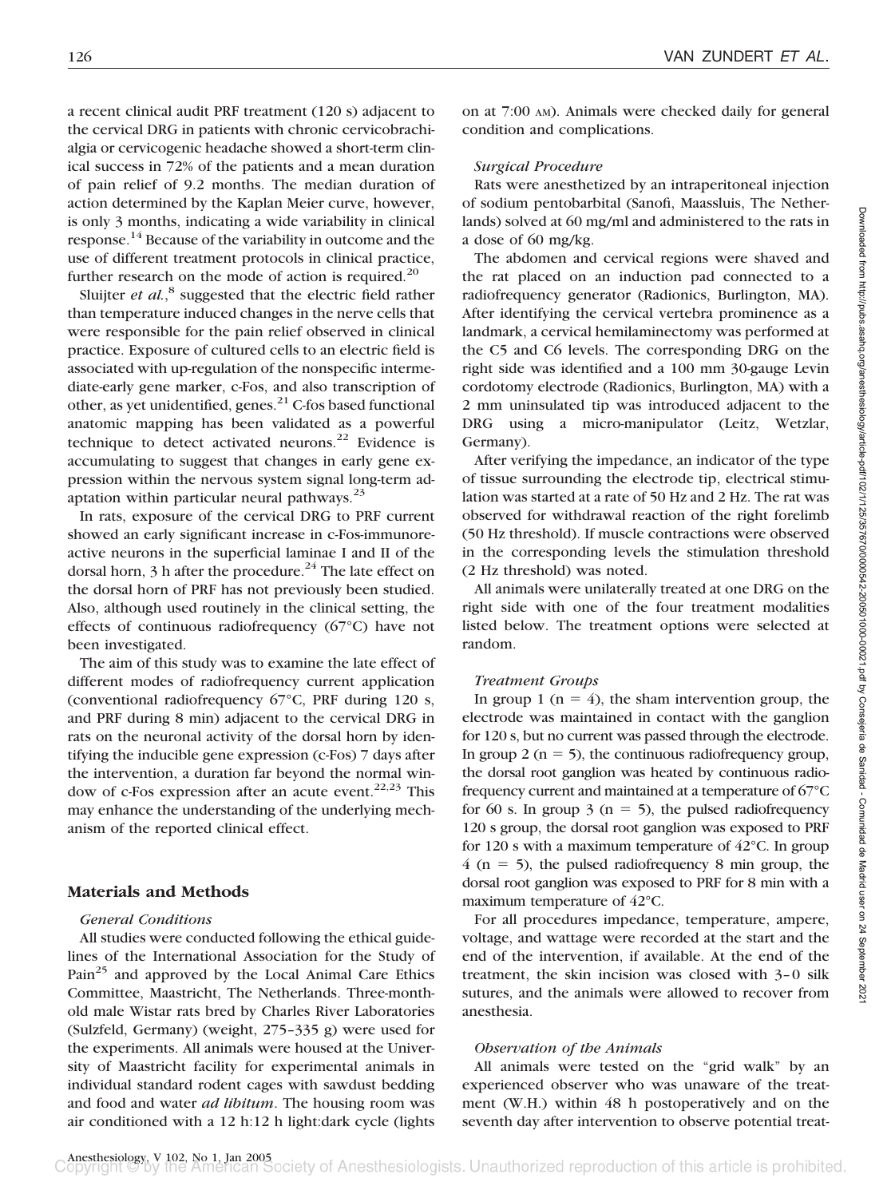a recent clinical audit PRF treatment (120 s) adjacent to the cervical DRG in patients with chronic cervicobrachialgia or cervicogenic headache showed a short-term clinical success in 72% of the patients and a mean duration of pain relief of 9.2 months. The median duration of action determined by the Kaplan Meier curve, however, is only 3 months, indicating a wide variability in clinical response.[14] Because of the variability in outcome and the use of different treatment protocols in clinical practice, further research on the mode of action is required.[20]

Sluijter *et al.*,[8] suggested that the electric field rather than temperature induced changes in the nerve cells that were responsible for the pain relief observed in clinical practice. Exposure of cultured cells to an electric field is associated with up-regulation of the nonspecific intermediate-early gene marker, c-Fos, and also transcription of other, as yet unidentified, genes.[21] C-fos based functional anatomic mapping has been validated as a powerful technique to detect activated neurons.[22] Evidence is accumulating to suggest that changes in early gene expression within the nervous system signal long-term adaptation within particular neural pathways.[23]

In rats, exposure of the cervical DRG to PRF current showed an early significant increase in c-Fos-immunoreactive neurons in the superficial laminae I and II of the dorsal horn, 3 h after the procedure.[24] The late effect on the dorsal horn of PRF has not previously been studied. Also, although used routinely in the clinical setting, the effects of continuous radiofrequency (67°C) have not been investigated.

The aim of this study was to examine the late effect of different modes of radiofrequency current application (conventional radiofrequency 67°C, PRF during 120 s, and PRF during 8 min) adjacent to the cervical DRG in rats on the neuronal activity of the dorsal horn by identifying the inducible gene expression (c-Fos) 7 days after the intervention, a duration far beyond the normal window of c-Fos expression after an acute event.[22,23] This may enhance the understanding of the underlying mechanism of the reported clinical effect.

## Materials and Methods

### *General Conditions*

All studies were conducted following the ethical guidelines of the International Association for the Study of Pain[25] and approved by the Local Animal Care Ethics Committee, Maastricht, The Netherlands. Three-month-old male Wistar rats bred by Charles River Laboratories (Sulzfeld, Germany) (weight, 275–335 g) were used for the experiments. All animals were housed at the University of Maastricht facility for experimental animals in individual standard rodent cages with sawdust bedding and food and water *ad libitum*. The housing room was air conditioned with a 12 h:12 h light:dark cycle (lights on at 7:00 AM). Animals were checked daily for general condition and complications.

### *Surgical Procedure*

Rats were anesthetized by an intraperitoneal injection of sodium pentobarbital (Sanofi, Maassluis, The Netherlands) solved at 60 mg/ml and administered to the rats in a dose of 60 mg/kg.

The abdomen and cervical regions were shaved and the rat placed on an induction pad connected to a radiofrequency generator (Radionics, Burlington, MA). After identifying the cervical vertebra prominence as a landmark, a cervical hemilaminectomy was performed at the C5 and C6 levels. The corresponding DRG on the right side was identified and a 100 mm 30-gauge Levin cordotomy electrode (Radionics, Burlington, MA) with a 2 mm uninsulated tip was introduced adjacent to the DRG using a micro-manipulator (Leitz, Wetzlar, Germany).

After verifying the impedance, an indicator of the type of tissue surrounding the electrode tip, electrical stimulation was started at a rate of 50 Hz and 2 Hz. The rat was observed for withdrawal reaction of the right forelimb (50 Hz threshold). If muscle contractions were observed in the corresponding levels the stimulation threshold (2 Hz threshold) was noted.

All animals were unilaterally treated at one DRG on the right side with one of the four treatment modalities listed below. The treatment options were selected at random.

### *Treatment Groups*

In group 1 ($n = 4$), the sham intervention group, the electrode was maintained in contact with the ganglion for 120 s, but no current was passed through the electrode. In group 2 ($n = 5$), the continuous radiofrequency group, the dorsal root ganglion was heated by continuous radiofrequency current and maintained at a temperature of 67°C for 60 s. In group 3 ($n = 5$), the pulsed radiofrequency 120 s group, the dorsal root ganglion was exposed to PRF for 120 s with a maximum temperature of 42°C. In group 4 ($n = 5$), the pulsed radiofrequency 8 min group, the dorsal root ganglion was exposed to PRF for 8 min with a maximum temperature of 42°C.

For all procedures impedance, temperature, ampere, voltage, and wattage were recorded at the start and the end of the intervention, if available. At the end of the treatment, the skin incision was closed with 3–0 silk sutures, and the animals were allowed to recover from anesthesia.

### *Observation of the Animals*

All animals were tested on the "grid walk" by an experienced observer who was unaware of the treatment (W.H.) within 48 h postoperatively and on the seventh day after intervention to observe potential treat-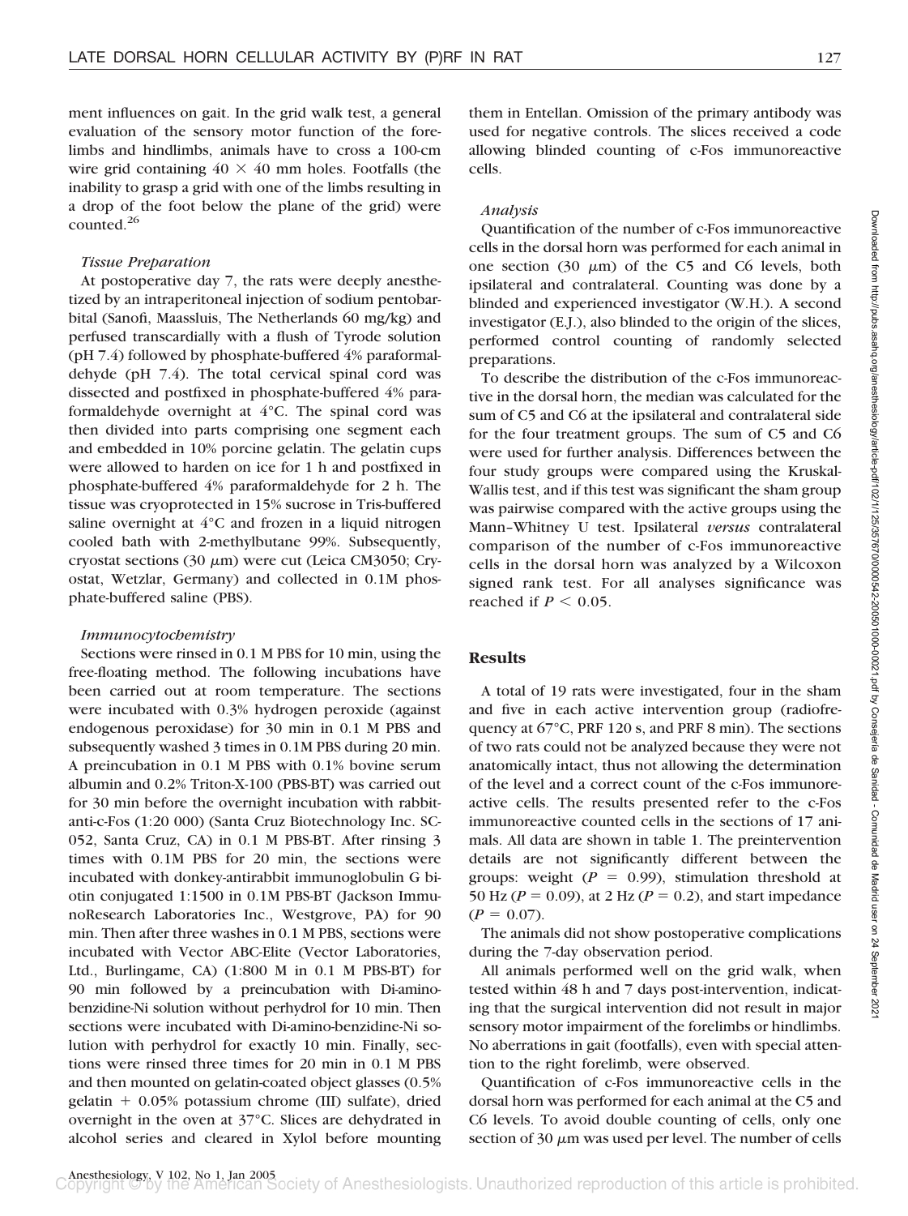ment influences on gait. In the grid walk test, a general evaluation of the sensory motor function of the forelimbs and hindlimbs, animals have to cross a 100-cm wire grid containing 40 × 40 mm holes. Footfalls (the inability to grasp a grid with one of the limbs resulting in a drop of the foot below the plane of the grid) were counted.[26]

### *Tissue Preparation*

At postoperative day 7, the rats were deeply anesthetized by an intraperitoneal injection of sodium pentobarbital (Sanofi, Maassluis, The Netherlands 60 mg/kg) and perfused transcardially with a flush of Tyrode solution (pH 7.4) followed by phosphate-buffered 4% paraformaldehyde (pH 7.4). The total cervical spinal cord was dissected and postfixed in phosphate-buffered 4% paraformaldehyde overnight at 4°C. The spinal cord was then divided into parts comprising one segment each and embedded in 10% porcine gelatin. The gelatin cups were allowed to harden on ice for 1 h and postfixed in phosphate-buffered 4% paraformaldehyde for 2 h. The tissue was cryoprotected in 15% sucrose in Tris-buffered saline overnight at 4°C and frozen in a liquid nitrogen cooled bath with 2-methylbutane 99%. Subsequently, cryostat sections (30 μm) were cut (Leica CM3050; Cryostat, Wetzlar, Germany) and collected in 0.1M phosphate-buffered saline (PBS).

### *Immunocytochemistry*

Sections were rinsed in 0.1 M PBS for 10 min, using the free-floating method. The following incubations have been carried out at room temperature. The sections were incubated with 0.3% hydrogen peroxide (against endogenous peroxidase) for 30 min in 0.1 M PBS and subsequently washed 3 times in 0.1M PBS during 20 min. A preincubation in 0.1 M PBS with 0.1% bovine serum albumin and 0.2% Triton-X-100 (PBS-BT) was carried out for 30 min before the overnight incubation with rabbit-anti-c-Fos (1:20 000) (Santa Cruz Biotechnology Inc. SC-052, Santa Cruz, CA) in 0.1 M PBS-BT. After rinsing 3 times with 0.1M PBS for 20 min, the sections were incubated with donkey-antirabbit immunoglobulin G biotin conjugated 1:1500 in 0.1M PBS-BT (Jackson ImmunoResearch Laboratories Inc., Westgrove, PA) for 90 min. Then after three washes in 0.1 M PBS, sections were incubated with Vector ABC-Elite (Vector Laboratories, Ltd., Burlingame, CA) (1:800 M in 0.1 M PBS-BT) for 90 min followed by a preincubation with Di-amino-benzidine-Ni solution without perhydrol for 10 min. Then sections were incubated with Di-amino-benzidine-Ni solution with perhydrol for exactly 10 min. Finally, sections were rinsed three times for 20 min in 0.1 M PBS and then mounted on gelatin-coated object glasses (0.5% gelatin + 0.05% potassium chrome (III) sulfate), dried overnight in the oven at 37°C. Slices are dehydrated in alcohol series and cleared in Xylol before mounting them in Entellan. Omission of the primary antibody was used for negative controls. The slices received a code allowing blinded counting of c-Fos immunoreactive cells.

### *Analysis*

Quantification of the number of c-Fos immunoreactive cells in the dorsal horn was performed for each animal in one section (30 μm) of the C5 and C6 levels, both ipsilateral and contralateral. Counting was done by a blinded and experienced investigator (W.H.). A second investigator (E.J.), also blinded to the origin of the slices, performed control counting of randomly selected preparations.

To describe the distribution of the c-Fos immunoreactive in the dorsal horn, the median was calculated for the sum of C5 and C6 at the ipsilateral and contralateral side for the four treatment groups. The sum of C5 and C6 were used for further analysis. Differences between the four study groups were compared using the Kruskal-Wallis test, and if this test was significant the sham group was pairwise compared with the active groups using the Mann–Whitney U test. Ipsilateral *versus* contralateral comparison of the number of c-Fos immunoreactive cells in the dorsal horn was analyzed by a Wilcoxon signed rank test. For all analyses significance was reached if $P < 0.05$.

## Results

A total of 19 rats were investigated, four in the sham and five in each active intervention group (radiofrequency at 67°C, PRF 120 s, and PRF 8 min). The sections of two rats could not be analyzed because they were not anatomically intact, thus not allowing the determination of the level and a correct count of the c-Fos immunoreactive cells. The results presented refer to the c-Fos immunoreactive counted cells in the sections of 17 animals. All data are shown in table 1. The preintervention details are not significantly different between the groups: weight ($P = 0.99$), stimulation threshold at 50 Hz ($P = 0.09$), at 2 Hz ($P = 0.2$), and start impedance ($P = 0.07$).

The animals did not show postoperative complications during the 7-day observation period.

All animals performed well on the grid walk, when tested within 48 h and 7 days post-intervention, indicating that the surgical intervention did not result in major sensory motor impairment of the forelimbs or hindlimbs. No aberrations in gait (footfalls), even with special attention to the right forelimb, were observed.

Quantification of c-Fos immunoreactive cells in the dorsal horn was performed for each animal at the C5 and C6 levels. To avoid double counting of cells, only one section of 30 μm was used per level. The number of cells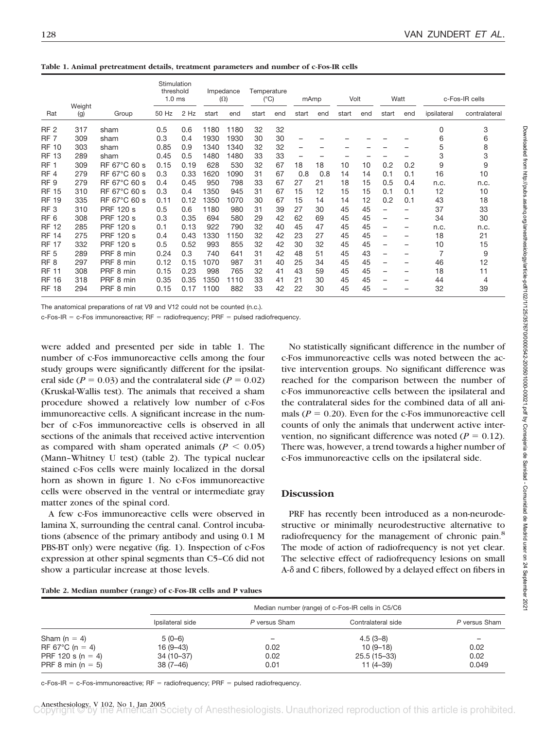**Table 1. Animal pretreatment details, treatment parameters and number of c-Fos-IR cells**

| Rat | Weight (g) | Group | Stimulation threshold 1.0 ms | | Impedance (Ω) | | Temperature (°C) | | mAmp | | Volt | | Watt | | c-Fos-IR cells | |
|---|---|---|---|---|---|---|---|---|---|---|---|---|---|---|---|---|
| | | | 50 Hz | 2 Hz | start | end | start | end | start | end | start | end | start | end | ipsilateral | contralateral |
| RF 2 | 317 | sham | 0.5 | 0.6 | 1180 | 1180 | 32 | 32 | | | | | | | 0 | 3 |
| RF 7 | 309 | sham | 0.3 | 0.4 | 1930 | 1930 | 30 | 30 | – | – | – | – | – | – | 6 | 6 |
| RF 10 | 303 | sham | 0.85 | 0.9 | 1340 | 1340 | 32 | 32 | – | – | – | – | – | – | 5 | 8 |
| RF 13 | 289 | sham | 0.45 | 0.5 | 1480 | 1480 | 33 | 33 | – | – | – | – | – | – | 3 | 3 |
| RF 1 | 309 | RF 67°C 60 s | 0.15 | 0.19 | 628 | 530 | 32 | 67 | 18 | 18 | 10 | 10 | 0.2 | 0.2 | 9 | 9 |
| RF 4 | 279 | RF 67°C 60 s | 0.3 | 0.33 | 1620 | 1090 | 31 | 67 | 0.8 | 0.8 | 14 | 14 | 0.1 | 0.1 | 16 | 10 |
| RF 9 | 279 | RF 67°C 60 s | 0.4 | 0.45 | 950 | 798 | 33 | 67 | 27 | 21 | 18 | 15 | 0.5 | 0.4 | n.c. | n.c. |
| RF 15 | 310 | RF 67°C 60 s | 0.3 | 0.4 | 1350 | 945 | 31 | 67 | 15 | 12 | 15 | 15 | 0.1 | 0.1 | 12 | 10 |
| RF 19 | 335 | RF 67°C 60 s | 0.11 | 0.12 | 1350 | 1070 | 30 | 67 | 15 | 14 | 14 | 12 | 0.2 | 0.1 | 43 | 18 |
| RF 3 | 310 | PRF 120 s | 0.5 | 0.6 | 1180 | 980 | 31 | 39 | 27 | 30 | 45 | 45 | – | – | 37 | 33 |
| RF 6 | 308 | PRF 120 s | 0.3 | 0.35 | 694 | 580 | 29 | 42 | 62 | 69 | 45 | 45 | – | – | 34 | 30 |
| RF 12 | 285 | PRF 120 s | 0.1 | 0.13 | 922 | 790 | 32 | 40 | 45 | 47 | 45 | 45 | – | – | n.c. | n.c. |
| RF 14 | 275 | PRF 120 s | 0.4 | 0.43 | 1330 | 1150 | 32 | 42 | 23 | 27 | 45 | 45 | – | – | 18 | 21 |
| RF 17 | 332 | PRF 120 s | 0.5 | 0.52 | 993 | 855 | 32 | 42 | 30 | 32 | 45 | 45 | – | – | 10 | 15 |
| RF 5 | 289 | PRF 8 min | 0.24 | 0.3 | 740 | 641 | 31 | 42 | 48 | 51 | 45 | 43 | – | – | 7 | 9 |
| RF 8 | 297 | PRF 8 min | 0.12 | 0.15 | 1070 | 987 | 31 | 40 | 25 | 34 | 45 | 45 | – | – | 46 | 12 |
| RF 11 | 308 | PRF 8 min | 0.15 | 0.23 | 998 | 765 | 32 | 41 | 43 | 59 | 45 | 45 | – | – | 18 | 11 |
| RF 16 | 318 | PRF 8 min | 0.35 | 0.35 | 1350 | 1110 | 33 | 41 | 21 | 30 | 45 | 45 | – | – | 44 | 4 |
| RF 18 | 294 | PRF 8 min | 0.15 | 0.17 | 1100 | 882 | 33 | 42 | 22 | 30 | 45 | 45 | – | – | 32 | 39 |

The anatomical preparations of rat V9 and V12 could not be counted (n.c.).

c-Fos-IR = c-Fos immunoreactive; RF = radiofrequency; PRF = pulsed radiofrequency.

were added and presented per side in table 1. The number of c-Fos immunoreactive cells among the four study groups were significantly different for the ipsilateral side ($P = 0.03$) and the contralateral side ($P = 0.02$) (Kruskal-Wallis test). The animals that received a sham procedure showed a relatively low number of c-Fos immunoreactive cells. A significant increase in the number of c-Fos immunoreactive cells is observed in all sections of the animals that received active intervention as compared with sham operated animals ($P < 0.05$) (Mann–Whitney U test) (table 2). The typical nuclear stained c-Fos cells were mainly localized in the dorsal horn as shown in figure 1. No c-Fos immunoreactive cells were observed in the ventral or intermediate gray matter zones of the spinal cord.

A few c-Fos immunoreactive cells were observed in lamina X, surrounding the central canal. Control incubations (absence of the primary antibody and using 0.1 M PBS-BT only) were negative (fig. 1). Inspection of c-Fos expression at other spinal segments than C5–C6 did not show a particular increase at those levels.

No statistically significant difference in the number of c-Fos immunoreactive cells was noted between the active intervention groups. No significant difference was reached for the comparison between the number of c-Fos immunoreactive cells between the ipsilateral and the contralateral sides for the combined data of all animals ($P = 0.20$). Even for the c-Fos immunoreactive cell counts of only the animals that underwent active intervention, no significant difference was noted ($P = 0.12$). There was, however, a trend towards a higher number of c-Fos immunoreactive cells on the ipsilateral side.

## Discussion

PRF has recently been introduced as a non-neurodestructive or minimally neurodestructive alternative to radiofrequency for the management of chronic pain.[8] The mode of action of radiofrequency is not yet clear. The selective effect of radiofrequency lesions on small A-δ and C fibers, followed by a delayed effect on fibers in

**Table 2. Median number (range) of c-Fos-IR cells and P values**

| | Median number (range) of c-Fos-IR cells in C5/C6 | | | |
|---|---|---|---|---|
| | Ipsilateral side | *P* versus Sham | Contralateral side | *P* versus Sham |
| Sham (n = 4) | 5 (0–6) | – | 4.5 (3–8) | – |
| RF 67°C (n = 4) | 16 (9–43) | 0.02 | 10 (9–18) | 0.02 |
| PRF 120 s (n = 4) | 34 (10–37) | 0.02 | 25.5 (15–33) | 0.02 |
| PRF 8 min (n = 5) | 38 (7–46) | 0.01 | 11 (4–39) | 0.049 |

c-Fos-IR = c-Fos-immunoreactive; RF = radiofrequency; PRF = pulsed radiofrequency.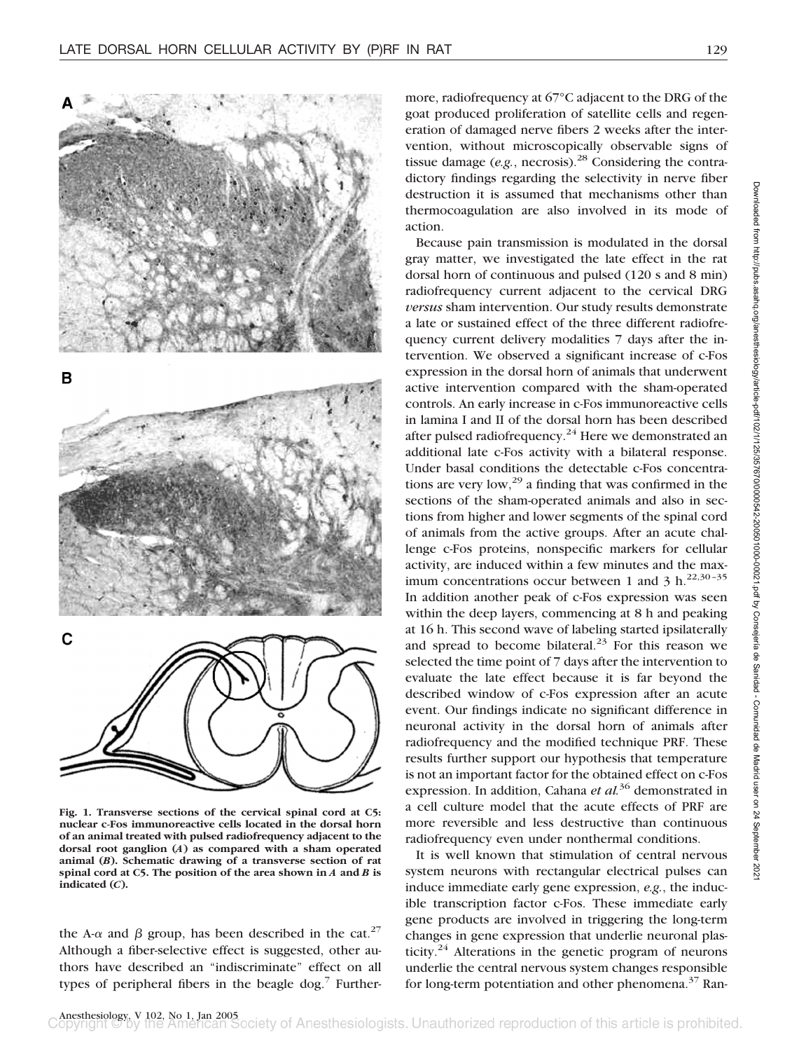Fig. 1. Transverse sections of the cervical spinal cord at C5: nuclear c-Fos immunoreactive cells located in the dorsal horn of an animal treated with pulsed radiofrequency adjacent to the dorsal root ganglion (*A*) as compared with a sham operated animal (*B*). Schematic drawing of a transverse section of rat spinal cord at C5. The position of the area shown in *A* and *B* is indicated (*C*).

the A-$\alpha$ and $\beta$ group, has been described in the cat.[27] Although a fiber-selective effect is suggested, other authors have described an "indiscriminate" effect on all types of peripheral fibers in the beagle dog.[7] Furthermore, radiofrequency at 67°C adjacent to the DRG of the goat produced proliferation of satellite cells and regeneration of damaged nerve fibers 2 weeks after the intervention, without microscopically observable signs of tissue damage (*e.g.*, necrosis).[28] Considering the contradictory findings regarding the selectivity in nerve fiber destruction it is assumed that mechanisms other than thermocoagulation are also involved in its mode of action.

Because pain transmission is modulated in the dorsal gray matter, we investigated the late effect in the rat dorsal horn of continuous and pulsed (120 s and 8 min) radiofrequency current adjacent to the cervical DRG *versus* sham intervention. Our study results demonstrate a late or sustained effect of the three different radiofrequency current delivery modalities 7 days after the intervention. We observed a significant increase of c-Fos expression in the dorsal horn of animals that underwent active intervention compared with the sham-operated controls. An early increase in c-Fos immunoreactive cells in lamina I and II of the dorsal horn has been described after pulsed radiofrequency.[24] Here we demonstrated an additional late c-Fos activity with a bilateral response. Under basal conditions the detectable c-Fos concentrations are very low,[29] a finding that was confirmed in the sections of the sham-operated animals and also in sections from higher and lower segments of the spinal cord of animals from the active groups. After an acute challenge c-Fos proteins, nonspecific markers for cellular activity, are induced within a few minutes and the maximum concentrations occur between 1 and 3 h.[22,30–35] In addition another peak of c-Fos expression was seen within the deep layers, commencing at 8 h and peaking at 16 h. This second wave of labeling started ipsilaterally and spread to become bilateral.[23] For this reason we selected the time point of 7 days after the intervention to evaluate the late effect because it is far beyond the described window of c-Fos expression after an acute event. Our findings indicate no significant difference in neuronal activity in the dorsal horn of animals after radiofrequency and the modified technique PRF. These results further support our hypothesis that temperature is not an important factor for the obtained effect on c-Fos expression. In addition, Cahana *et al.*[36] demonstrated in a cell culture model that the acute effects of PRF are more reversible and less destructive than continuous radiofrequency even under nonthermal conditions.

It is well known that stimulation of central nervous system neurons with rectangular electrical pulses can induce immediate early gene expression, *e.g.*, the inducible transcription factor c-Fos. These immediate early gene products are involved in triggering the long-term changes in gene expression that underlie neuronal plasticity.[24] Alterations in the genetic program of neurons underlie the central nervous system changes responsible for long-term potentiation and other phenomena.[37] Ran-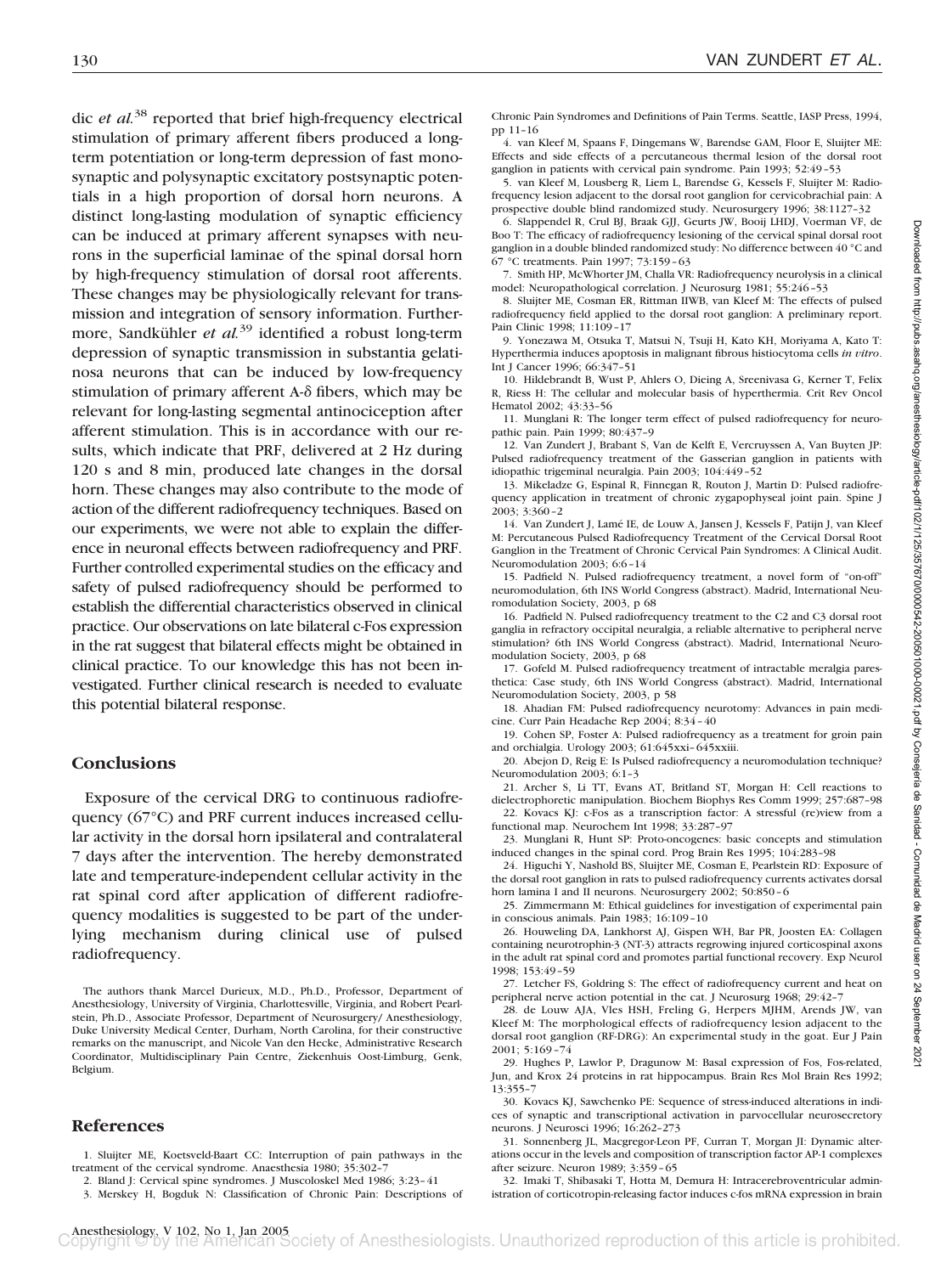dic *et al.*[38] reported that brief high-frequency electrical stimulation of primary afferent fibers produced a long-term potentiation or long-term depression of fast monosynaptic and polysynaptic excitatory postsynaptic potentials in a high proportion of dorsal horn neurons. A distinct long-lasting modulation of synaptic efficiency can be induced at primary afferent synapses with neurons in the superficial laminae of the spinal dorsal horn by high-frequency stimulation of dorsal root afferents. These changes may be physiologically relevant for transmission and integration of sensory information. Furthermore, Sandkühler *et al.*[39] identified a robust long-term depression of synaptic transmission in substantia gelatinosa neurons that can be induced by low-frequency stimulation of primary afferent A-δ fibers, which may be relevant for long-lasting segmental antinociception after afferent stimulation. This is in accordance with our results, which indicate that PRF, delivered at 2 Hz during 120 s and 8 min, produced late changes in the dorsal horn. These changes may also contribute to the mode of action of the different radiofrequency techniques. Based on our experiments, we were not able to explain the difference in neuronal effects between radiofrequency and PRF. Further controlled experimental studies on the efficacy and safety of pulsed radiofrequency should be performed to establish the differential characteristics observed in clinical practice. Our observations on late bilateral c-Fos expression in the rat suggest that bilateral effects might be obtained in clinical practice. To our knowledge this has not been investigated. Further clinical research is needed to evaluate this potential bilateral response.

## Conclusions

Exposure of the cervical DRG to continuous radiofrequency (67°C) and PRF current induces increased cellular activity in the dorsal horn ipsilateral and contralateral 7 days after the intervention. The hereby demonstrated late and temperature-independent cellular activity in the rat spinal cord after application of different radiofrequency modalities is suggested to be part of the underlying mechanism during clinical use of pulsed radiofrequency.

The authors thank Marcel Durieux, M.D., Ph.D., Professor, Department of Anesthesiology, University of Virginia, Charlottesville, Virginia, and Robert Pearlstein, Ph.D., Associate Professor, Department of Neurosurgery/Anesthesiology, Duke University Medical Center, Durham, North Carolina, for their constructive remarks on the manuscript, and Nicole Van den Hecke, Administrative Research Coordinator, Multidisciplinary Pain Centre, Ziekenhuis Oost-Limburg, Genk, Belgium.

## References

1. Sluijter ME, Koetsveld-Baart CC: Interruption of pain pathways in the treatment of the cervical syndrome. Anaesthesia 1980; 35:302–7
2. Bland J: Cervical spine syndromes. J Muscoloskel Med 1986; 3:23–41
3. Merskey H, Bogduk N: Classification of Chronic Pain: Descriptions of Chronic Pain Syndromes and Definitions of Pain Terms. Seattle, IASP Press, 1994, pp 11–16
4. van Kleef M, Spaans F, Dingemans W, Barendse GAM, Floor E, Sluijter ME: Effects and side effects of a percutaneous thermal lesion of the dorsal root ganglion in patients with cervical pain syndrome. Pain 1993; 52:49–53
5. van Kleef M, Lousberg R, Liem L, Barendse G, Kessels F, Sluijter M: Radiofrequency lesion adjacent to the dorsal root ganglion for cervicobrachial pain: A prospective double blind randomized study. Neurosurgery 1996; 38:1127–32
6. Slappendel R, Crul BJ, Braak GJJ, Geurts JW, Booij LHDJ, Voerman VF, de Boo T: The efficacy of radiofrequency lesioning of the cervical spinal dorsal root ganglion in a double blinded randomized study: No difference between 40 °C and 67 °C treatments. Pain 1997; 73:159–63
7. Smith HP, McWhorter JM, Challa VR: Radiofrequency neurolysis in a clinical model: Neuropathological correlation. J Neurosurg 1981; 55:246–53
8. Sluijter ME, Cosman ER, Rittman IIWB, van Kleef M: The effects of pulsed radiofrequency field applied to the dorsal root ganglion: A preliminary report. Pain Clinic 1998; 11:109–17
9. Yonezawa M, Otsuka T, Matsui N, Tsuji H, Kato KH, Moriyama A, Kato T: Hyperthermia induces apoptosis in malignant fibrous histiocytoma cells *in vitro*. Int J Cancer 1996; 66:347–51
10. Hildebrandt B, Wust P, Ahlers O, Dieing A, Sreenivasa G, Kerner T, Felix R, Riess H: The cellular and molecular basis of hyperthermia. Crit Rev Oncol Hematol 2002; 43:33–56
11. Munglani R: The longer term effect of pulsed radiofrequency for neuropathic pain. Pain 1999; 80:437–9
12. Van Zundert J, Brabant S, Van de Kelft E, Vercruyssen A, Van Buyten JP: Pulsed radiofrequency treatment of the Gasserian ganglion in patients with idiopathic trigeminal neuralgia. Pain 2003; 104:449–52
13. Mikeladze G, Espinal R, Finnegan R, Routon J, Martin D: Pulsed radiofrequency application in treatment of chronic zygapophyseal joint pain. Spine J 2003; 3:360–2
14. Van Zundert J, Lamé IE, de Louw A, Jansen J, Kessels F, Patijn J, van Kleef M: Percutaneous Pulsed Radiofrequency Treatment of the Cervical Dorsal Root Ganglion in the Treatment of Chronic Cervical Pain Syndromes: A Clinical Audit. Neuromodulation 2003; 6:6–14
15. Padfield N. Pulsed radiofrequency treatment, a novel form of "on-off" neuromodulation, 6th INS World Congress (abstract). Madrid, International Neuromodulation Society, 2003, p 68
16. Padfield N. Pulsed radiofrequency treatment to the C2 and C3 dorsal root ganglia in refractory occipital neuralgia, a reliable alternative to peripheral nerve stimulation? 6th INS World Congress (abstract). Madrid, International Neuromodulation Society, 2003, p 68
17. Gofeld M. Pulsed radiofrequency treatment of intractable meralgia paresthetica: Case study, 6th INS World Congress (abstract). Madrid, International Neuromodulation Society, 2003, p 58
18. Ahadian FM: Pulsed radiofrequency neurotomy: Advances in pain medicine. Curr Pain Headache Rep 2004; 8:34–40
19. Cohen SP, Foster A: Pulsed radiofrequency as a treatment for groin pain and orchialgia. Urology 2003; 61:645xxi–645xxiii.
20. Abejon D, Reig E: Is Pulsed radiofrequency a neuromodulation technique? Neuromodulation 2003; 6:1–3
21. Archer S, Li TT, Evans AT, Britland ST, Morgan H: Cell reactions to dielectrophoretic manipulation. Biochem Biophys Res Comm 1999; 257:687–98
22. Kovacs KJ: c-Fos as a transcription factor: A stressful (re)view from a functional map. Neurochem Int 1998; 33:287–97
23. Munglani R, Hunt SP: Proto-oncogenes: basic concepts and stimulation induced changes in the spinal cord. Prog Brain Res 1995; 104:283–98
24. Higuchi Y, Nashold BS, Sluijter ME, Cosman E, Pearlstein RD: Exposure of the dorsal root ganglion in rats to pulsed radiofrequency currents activates dorsal horn lamina I and II neurons. Neurosurgery 2002; 50:850–6
25. Zimmermann M: Ethical guidelines for investigation of experimental pain in conscious animals. Pain 1983; 16:109–10
26. Houweling DA, Lankhorst AJ, Gispen WH, Bar PR, Joosten EA: Collagen containing neurotrophin-3 (NT-3) attracts regrowing injured corticospinal axons in the adult rat spinal cord and promotes partial functional recovery. Exp Neurol 1998; 153:49–59
27. Letcher FS, Goldring S: The effect of radiofrequency current and heat on peripheral nerve action potential in the cat. J Neurosurg 1968; 29:42–7
28. de Louw AJA, Vles HSH, Freling G, Herpers MJHM, Arends JW, van Kleef M: The morphological effects of radiofrequency lesion adjacent to the dorsal root ganglion (RF-DRG): An experimental study in the goat. Eur J Pain 2001; 5:169–74
29. Hughes P, Lawlor P, Dragunow M: Basal expression of Fos, Fos-related, Jun, and Krox 24 proteins in rat hippocampus. Brain Res Mol Brain Res 1992; 13:355–7
30. Kovacs KJ, Sawchenko PE: Sequence of stress-induced alterations in indices of synaptic and transcriptional activation in parvocellular neurosecretory neurons. J Neurosci 1996; 16:262–273
31. Sonnenberg JL, Macgregor-Leon PF, Curran T, Morgan JI: Dynamic alterations occur in the levels and composition of transcription factor AP-1 complexes after seizure. Neuron 1989; 3:359–65
32. Imaki T, Shibasaki T, Hotta M, Demura H: Intracerebroventricular administration of corticotropin-releasing factor induces c-fos mRNA expression in brain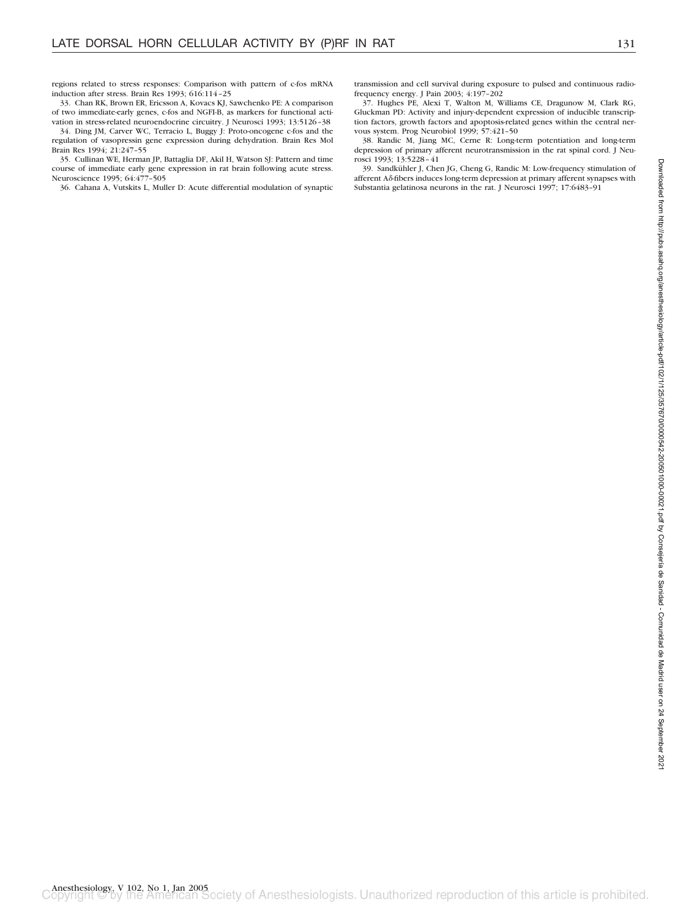regions related to stress responses: Comparison with pattern of c-fos mRNA induction after stress. Brain Res 1993; 616:114–25

33. Chan RK, Brown ER, Ericsson A, Kovacs KJ, Sawchenko PE: A comparison of two immediate-early genes, c-fos and NGFI-B, as markers for functional activation in stress-related neuroendocrine circuitry. J Neurosci 1993; 13:5126–38

34. Ding JM, Carver WC, Terracio L, Buggy J: Proto-oncogene c-fos and the regulation of vasopressin gene expression during dehydration. Brain Res Mol Brain Res 1994; 21:247–55

35. Cullinan WE, Herman JP, Battaglia DF, Akil H, Watson SJ: Pattern and time course of immediate early gene expression in rat brain following acute stress. Neuroscience 1995; 64:477–505

36. Cahana A, Vutskits L, Muller D: Acute differential modulation of synaptic transmission and cell survival during exposure to pulsed and continuous radiofrequency energy. J Pain 2003; 4:197–202

37. Hughes PE, Alexi T, Walton M, Williams CE, Dragunow M, Clark RG, Gluckman PD: Activity and injury-dependent expression of inducible transcription factors, growth factors and apoptosis-related genes within the central nervous system. Prog Neurobiol 1999; 57:421–50

38. Randic M, Jiang MC, Cerne R: Long-term potentiation and long-term depression of primary afferent neurotransmission in the rat spinal cord. J Neurosci 1993; 13:5228–41

39. Sandkühler J, Chen JG, Cheng G, Randic M: Low-frequency stimulation of afferent Aδ-fibers induces long-term depression at primary afferent synapses with Substantia gelatinosa neurons in the rat. J Neurosci 1997; 17:6483–91